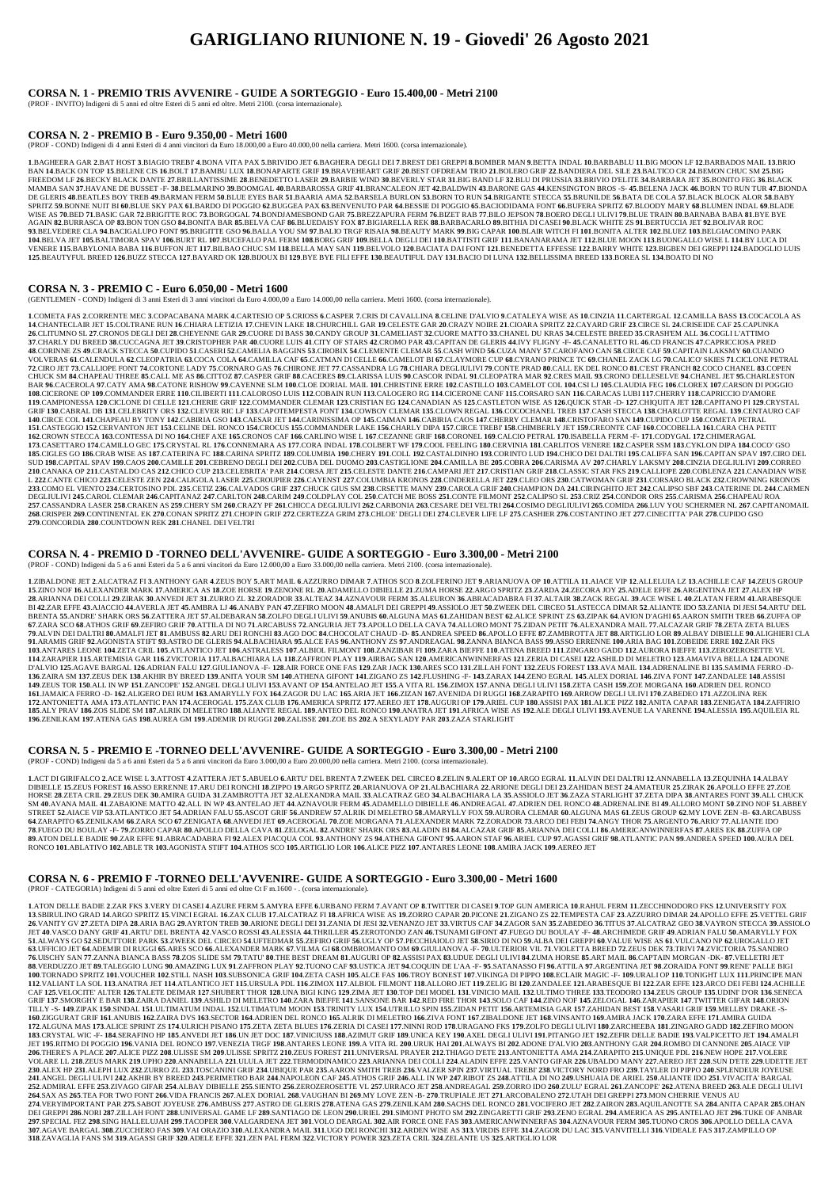# GARIGLIANO RIUNIONE N. 19 - Giovedi' 26 Agosto 2021

## CORSA N. 1 - PREMIO TRIS AVVENIRE - GUIDE A SORTEGGIO - Euro 15.400,00 - Metri 2100

(PROF - INVITO) Indigeni di 5 anni ed oltre Esteri di 5 anni ed oltre. Metri 2100. (corsa internazionale).

## CORSA N. 2 - PREMIO B - Euro 9.350,00 - Metri 1600

(PROF - COND) Indigeni di 4 anni Esteri di 4 anni vincitori da Euro 18.000,00 a Euro 40.000,00 nella carriera. Metri 1600. (corsa internazionale).

**1**.BAGHEERA GAR **2**.BAT HOST **3**.BIAGIO TREBI' **4**.BONA VITA PAX **5**.BRIVIDO JET **6**.BAGHERA DEGLI DEI **7**.BREST DEI GREPPI **8**.BOMBER MAN **9**.BETTA INDAL **10**.BARBABLU **11**.BIG MOON LF **12**.BARBADOS MAIL **13**.BRIO BAN **14**.BACK ON TOP **15**.BELENE CIS **16**.BOLT **17**.BAMBU LUX **18**.BONAPARTE GRIF **19**.BRAVEHEART GRIF **20**.BEST OFDREAM TRIO **21**.BOLERO GRIF **22**.BANDIERA DEL SILE **23**.BALTICO CR **24**.BEMON CHUC SM **25**.BIG FREEDOM LF **26**.BECKY BLACK DANTE **27**.BRILLANTISSIME **28**.BENEDETTO LASER **29**.BARBIE WIND **30**.BEVERLY STAR **31**.BIG BAND LF **32**.BLU DI PRUSSIA **33**.BRIVIO D'ELITE **34**.BARBARA JET **35**.BONITO FEG **36**.BLACK MAMBA SAN **37**.HAVANE DE BUSSET -F- **38**.BELMARINO **39**.BOOMGAL **40**.BARBAROSSA GRIF **41**.BRANCALEON JET **42**.BALDWIN **43**.BARONE GAS **44**.KENSINGTON BROS -S- **45**.BELENA JACK **46**.BORN TO RUN TUR **47**.BIONDA DE GLERIS **48**.BEATLES BOY TREB **49**.BARMAN FERM **50**.BLUE EYES BAR **51**.BAARIA AMA **52**.BABSELA BURLON **53**.BORN TO RUN **54**.BRIGANTE STECCA **55**.BRUNILDE **56**.BATA DE COLA **57**.BLACK BLOCK ALOR **58**.BABY SPRITZ **59**.BONNE NUIT BI **60**.BLUE SKY PAX **61**.BARDO DI POGGIO **62**.BUGGEA PAX **63**.BENVENUTO PAR **64**.BESSIE DI POGGIO **65**.BACIODIDAMA FONT **66**.BUFERA SPRITZ **67**.BLOODY MARY **68**.BLUMEN INDAL **69**.BLADE WISE AS **70**.BED **71**.BASIC GAR **72**.BRIGITTE ROC **73**.BORGOGAL **74**.BONDJAMESBOND GAR **75**.BREZZAPURA FERM **76**.BIZET RAB **77**.BILO JEPSON **78**.BOERO DEGLI ULIVI **79**.BLUE TRAIN **80**.BARNABA BABA **81**.BYE BYE AGAIN **82**.BURRASCA OP **83**.BON TON GSO **84**.BONITA BAR **85**.BELVA CAF **86**.BLUEDAISY FOX **87**.BIGIARELLA REK **88**.BARBACARLO **89**.BITHIA DI CASEI **90**.BLACK WHITE ZS **91**.BERTUCCIA JET **92**.BOLIVAR ROC **93**.BELVEDERE CLA **94**.BACIGALUPO FONT **95**.BRIGITTE GSO **96**.BALLA YOU SM **97**.BALIO TRGF RISAIA **98**.BEAUTY MARK **99**.BIG CAPAR **100**.BLAIR WITCH FI **101**.BONITA ALTER **102**.BLUEZ **103**.BELGIACOMINO PARK **104**.BELVA JET **105**.BALTIMORA SPAV **106**.BURT RL **107**.BUCEFALO PAL FERM **108**.BORG GRIF **109**.BELLA DEGLI DEI **110**.BATTISTI GRIF **111**.BANANARAMA JET **112**.BLUE MOON **113**.BUONGALLO WISE L **114**.BY LUCA DI VENERE **115**.BABYLONIA BABA **116**.BUFFON JET **117**.BILBAO CHUC SM **118**.BELLA MAY SAN **119**.BELVOLO **120**.BACIATA DAI FONT **121**.BENEDETTA EFFESSE **122**.BARRY WHITE **123**.BIGBEN DEI GREPPI **124**.BADOGLIO LUIS **125**.BEAUTYFUL BREED **126**.BUZZ STECCA **127**.BAYARD OK **128**.BIJOUX BI **129**.BYE BYE FILI EFFE **130**.BEAUTIFUL DAY **131**.BACIO DI LUNA **132**.BELLISSIMA BREED **133**.BOREA SL **134**.BOATO DI NO

## CORSA N. 3 - PREMIO C - Euro 6.050,00 - Metri 1600

(GENTLEMEN - COND) Indigeni di 3 anni Esteri di 3 anni vincitori da Euro 4.000,00 a Euro 14.000,00 nella carriera. Metri 1600. (corsa internazionale).

**1**.COMETA FAS **2**.CORRENTE MEC **3**.COPACABANA MARK **4**.CARTESIO OP **5**.CRIOSS **6**.CASPER **7**.CRIS DI CAVALLINA **8**.CELINE D'ALVIO **9**.CATALEYA WISE AS **10**.CINZIA **11**.CARTERGAL **12**.CAMILLA BASS **13**.COCACOLA AS **14**.CHANTECLAIR JET **15**.COLTRANE RUN **16**.CHIARA LETIZIA **17**.CHEVIN LAKE **18**.CHURCHILL GAR **19**.CELESTE GAR **20**.CRAZY NOIRE **21**.CIOARA SPRITZ **22**.CAYARD GRIF **23**.CIRCE SL **24**.CRISEIDE CAF **25**.CAPUNKA **26**.CLITUMNO SL **27**.CRONOS DEGLI DEI **28**.CHEYENNE GAR **29**.CUORE DI BASS **30**.CANDY GROUP **31**.CAMELIAST **32**.CUORE MATTO **33**.CHANEL DU KRAS **34**.CELESTE BREED **35**.CRASH'EM ALL **36**.COGLI L'ATTIMO **37**.CHARLY DU BREED **38**.CUCCAGNA JET **39**.CRISTOPHER PAR **40**.CUORE LUIS **41**.CITY OF STARS **42**.CROMO PAR **43**.CAPITAN DE GLERIS **44**.IVY FLIGNY -F- **45**.CANALETTO RL **46**.CD FRANCIS **47**.CAPRICCIOSA PRED **48**.CORINNE ZS **49**.CRACK STECCA **50**.CUPIDO **51**.CASERI **52**.CAMELIA BAGGINS **53**.CIROBIX **54**.CLEMENTE CLEMAR **55**.CASH WIND **56**.CUZA MANY **57**.CAROFANO CAN **58**.CIRCE CAF **59**.CAPITAIN LAKSMY **60**.CUANDO VOLVERAS **61**.CALENDULA **62**.CLEOPATRIA **63**.COCA COLA **64**.CAMILLA CAF **65**.CATMAN DI CELLE **66**.CAMELOT BI **67**.CLAYMORE CUP **68**.CYRANO PRINCE TC **69**.CHANEL ZACK LG **70**.CALICO' SKIES **71**.CICLONE PETRAL **72**.CIRO JET **73**.CALLIOPE FONT **74**.CORTONE LADY **75**.CORNARO GAS **76**.CHIRONE JET **77**.CASSANDRA LG **78**.CHIARA DEGLIULIVI **79**.CONTE PRAD **80**.CALL EK DEL RONCO **81**.C'EST FRANCH **82**.COCO CHANEL **83**.COPEN CHUCK SM **84**.CHAPEAU THREE **85**.CALL ME AS **86**.CITTOZ **87**.CASPER GRIF **88**.CACERES **89**.CLARISSA LUIS **90**.CASCOR INDAL **91**.CLEOPATRA RAB **92**.CRES MAIL **93**.CRONO DELLESELVE **94**.CHANEL JET **95**.CHARLESTON BAR **96**.CACEROLA **97**.CATY AMA **98**.CATONE RISHOW **99**.CAYENNE SLM **100**.CLOE DORIAL MAIL **101**.CHRISTINE ERRE **102**.CASTILLO **103**.CAMELOT COL **104**.CSI LJ **105**.CLAUDIA FEG **106**.CLOREX **107**.CARSON DI POGGIO **108**.CICERONE OP **109**.COMMANDER ERRE **110**.CILIBERTI **111**.CALOROSO LUIS **112**.COBAIN RUN **113**.CALOGERO RG **114**.CICERONE CANF **115**.CORSARO SAN **116**.CARACAS LUBI **117**.CHERRY **118**.CAPRICCIO D'AMORE **119**.CAMPIONESSA **120**.CICLONE DI CELLE **121**.CHERIE GRIF **122**.COMMANDER CLEMAR **123**.CRISTIAN EG **124**.CANADIAN AS **125**.CASTLETON WISE AS **126**.QUICK STAR -D- **127**.CHIQUITA JET **128**.CAPITANO PI **129**.CRYSTAL GRIF **130**.CABRAL DB **131**.CELEBRITY ORS **132**.CLEVER RIC LF **133**.CAPOTEMPESTA FONT **134**.COWBOY CLEMAR **135**.CLOWN REGAL **136**.COCOCHANEL TREB **137**.CASH STECCA **138**.CHARLOTTE REGAL **139**.CENTAURO CAF **140**.CIRCE COL **141**.CHAPEAU BY TONY **142**.CABIRIA GSO **143**.CAESAR JET **144**.CARINISSIMA OP **145**.CAIMAN **146**.CABIRIA CAOS **147**.CHERRY CLEMAR **148**.CRISTOFARO SAN **149**.CUPIDO CUP **150**.COMETA PETRAL **151**.CASTEGGIO **152**.CERVANTON JET **153**.CELINE DEL RONCO **154**.CROCUS **155**.COMMANDER LAKE **156**.CHARLY DIPA **157**.CIRCE TREBI' **158**.CHIMBERLY JET **159**.CREONTE CAF **160**.COCOBELLA **161**.CARA CHA PETIT **162**.CROWN STECCA **163**.CONTESSA DI NO **164**.CHEF AXE **165**.CRONOS CAF **166**.CARLINO WISE L **167**.CEZANNE GRIF **168**.CORONEL **169**.CALCIO PETRAL **170**.ISABELLA FERM -F- **171**.CODYGAL **172**.CHIMERAGAL **173**.CASTTARO **174**.CAMILLO GEC **175**.CRYSTAL RL **176**.CONNEMARA AS **177**.CORA INDAL **178**.COLBERT WF **179**.COOL FEELING **180**.CERVINIA **181**.CARLITOS VENERE **182**.CASPER SSM **183**.CYKLON DIPA **184**.COCO' GSO **185**.CIGLES GO **186**.CRAB WISE AS **187**.CATERINA FC **188**.CARINA SPRITZ **189**.COLUMBIA **190**.CHERY **191**.COLL **192**.CASTALDINHO **193**.CORINTO LUD **194**.CHICO DEI DALTRI **195**.CALIFFA SAN **196**.CAPITAN SPAV **197**.CIRO DEL SUD **198**.CAPITAL SPAV **199**.CAOS **200**.CAMILLE **201**.CEBRENO DEGLI DEI **202**.CUBA DEL DUOMO **203**.CASTIGLIONE **204**.CAMILLA BE **205**.COBRA **206**.CARISMA AV **207**.CHARLY LAKSMY **208**.CINZIA DEGLIULIVI **209**.CORREO **210**.CANAKA OP **211**.CASTALDO CAS **212**.CHICO CUP **213**.CELEBRITA' PAR **214**.CORSA JET **215**.CELESTE DANTE **216**.CAMPARI JET **217**.CRISTIAN GRIF **218**.CLASSIC STAR FKS **219**.CALLIOPE **220**.COBLENZA **221**.CANADIAN WISE L **222**.CANTE CHICO **223**.CELESTE ZEN **224**.CALIGOLA LASER **225**.CROUPIER **226**.CAYENST **227**.COLUMBIA KRONOS **228**.CINDERELLA JET **229**.CLEO ORS **230**.CATWOMAN GRIF **231**.CORSARO BLACK **232**.CROWNING KRONOS **233**.COMO EL VIENTO **234**.CERTOSINO PDL **235**.CETIZ **236**.CALVADOS GRIF **237**.CHUCK GUS SM **238**.CRSETTE MANY **239**.CAROLA GRIF **240**.CHAMPION DA **241**.CIRINGHITO JET **242**.CALIPSO SBF **243**.CATERINE DL **244**.CARMEN DEGLIULIVI **245**.CAROL CLEMAR **246**.CAPITANAZ **247**.CARLTON **248**.CARIM **249**.COLDPLAY COL **250**.CATCH ME BOSS **251**.CONTE FILMONT **252**.CALIPSO SL **253**.CRIZ **254**.CONDOR ORS **255**.CARISMA **256**.CHAPEAU ROA **257**.CASSANDRA LASER **258**.CRAKEN AS **259**.CHERY SM **260**.CRAZY PF **261**.CHICCA DEGLIULIVI **262**.CARBONIA **263**.CESARE DEI VELTRI **264**.COSIMO DEGLIULIVI **265**.COMIDA **266**.LUV YOU SCHERMER NL **267**.CAPITANOMAIL **268**.CRISPER **269**.CONTINENTAL EK **270**.CONAN SPRITZ **271**.CHOPIN GRIF **272**.CERTEZZA GRIM **273**.CHLOE' DEGLI DEI **274**.CLEVER LIFE LF **275**.CASHIER **276**.COSTANTINO JET **277**.CINECITTA' PAR **278**.CUPIDO GSO **279**.CONCORDIA **280**.COUNTDOWN REK **281**.CHANEL DEI VELTRI

## CORSA N. 4 - PREMIO D -TORNEO DELL'AVVENIRE- GUIDE A SORTEGGIO - Euro 3.300,00 - Metri 2100

(PROF - COND) Indigeni da 5 a 6 anni Esteri da 5 a 6 anni vincitori da Euro 12.000,00 a Euro 33.000,00 nella carriera. Metri 2100. (corsa internazionale).

**1**.ZIBALDONE JET **2**.ALCATRAZ FI **3**.ANTHONY GAR **4**.ZEUS BOY **5**.ART MAIL **6**.AZZURRO DIMAR **7**.ATHOS SCO **8**.ZOLFERINO JET **9**.ARIANUOVA OP **10**.ATTILA **11**.AIACE VIP **12**.ALLELUIA LZ **13**.ACHILLE CAF **14**.ZEUS GROUP **15**.ZINO NOF **16**.ALEXANDER MARK **17**.AMERICA AS **18**.ZOE HORSE **19**.ZENONE RL **20**.ADAMELLO DIBIELLE **21**.ZUMA HORSE **22**.ARGO SPRITZ **23**.ZARDA **24**.ZECORA JOY **25**.ADELE EFFE **26**.ARGENTINA JET **27**.ALEX HP **28**.ARIANNA DEI COLLI **29**.ZIRAK **30**.ANVEDI JET **31**.ZURRO ZL **32**.ZORADOR **33**.ALTEAZ **34**.AZNAVOUR FERM **35**.ALEURON **36**.ABRACADABRA FI **37**.ALTAIR **38**.ZACK REGAL **39**.ACE WISE L **40**.ZLATAN FERM **41**.ARABESQUE BI **42**.ZAR EFFE **43**.AJACCIO **44**.AVERLA JET **45**.AMBRA LJ **46**.ANABY PAN **47**.ZEFIRO MOON **48**.AMALFI DEI GREPPI **49**.ASSIOLO JET **50**.ZWEEK DEL CIRCEO **51**.ASTECCA DIMAR **52**.ALIANTE IDO **53**.ZANIA DI JESI **54**.ARTU' DEL BRENTA **55**.ANDRE' SHARK ORS **56**.ZATTERA JET **57**.ALDEBARAN **58**.ZOLFO DEGLI ULIVI **59**.ANUBIS **60**.ALGUNA MAS **61**.ZAHIDAN BEST **62**.ALICE SPRINT ZS **63**.ZIPAK **64**.AVION D'AGHI **65**.AARON SMITH TREB **66**.ZUFFA OP **67**.ZARA SCO **68**.ATHOS GRIF **69**.ZEFIRO GRIF **70**.ATTILA DI NO **71**.ARCABUSS **72**.ANGURIA JET **73**.APOLLO DELLA CAVA **74**.ALLORO MONT **75**.ZIDAN PETIT **76**.ALEXANDRA MAIL **77**.ALCAZAR GRIF **78**.ZETA ZETA BLUES **79**.ALVIN DEI DALTRI **80**.AMALFI JET **81**.AMBUSS **82**.ARU DEI RONCHI **83**.AGO DOC **84**.CHOCOLAT CHAUD -D- **85**.ANDREA SPEED **86**.APOLLO EFFE **87**.ZAMBROTTA JET **88**.ARTIGLIO LOR **89**.ALBAY DIBIELLE **90**.ALIGHIERI CLA **91**.ARAMIS GRIF **92**.AGONISTA STIFT **93**.ASTRO DE GLERIS **94**.ALBACHIARA **95**.ALCE FAS **96**.ANTHONY ZS **97**.ANDREAGAL **98**.ZANNA BIANCA BASS **99**.ASSO ERRENNE **100**.ARIA BAG **101**.ZOBEIDE ERRE **102**.ZAR FKS **103**.ANTARES LEONE **104**.ZETA CRIL **105**.ATLANTICO JET **106**.ASTRALESS **107**.ALBIOL FILMONT **108**.ZANZIBAR FI **109**.ZARA BIEFFE **110**.ATENA BREED **111**.ZINGARO GADD **112**.AURORA BIEFFE **113**.ZEROZEROSETTE VL **114**.ZARAPIER **115**.ARTEMISIA GAR **116**.ZVICTORIA **117**.ALBACHIARA LA **118**.ZAFFRON PLAY **119**.AIRBAG SAN **120**.AMERICANWINNERFAS **121**.ZERIA DI CASEI **122**.ASHILD DI MELETRO **123**.AMAVIVA BELLA **124**.ADONE D'ALVIO **125**.AGAVE BARGAL **126**.ADRIAN FALU **127**.GIULIANOVA -F- **128**.AIR FORCE ONE FAS **129**.ZAR JACK **130**.ARES SCO **131**.ZILLAH FONT **132**.ZEUS FOREST **133**.AVA MAIL **134**.ADRENALINE BI **135**.SAMIMA FERRO -D- **136**.ZAIRA SM **137**.ZEUS DEK **138**.AKHIR BY BREED **139**.ANITA YOUR SM **140**.ATHENA GIFONT **141**.ZIGANO ZS **142**.FLUSHING -F- **143**.ZARAX **144**.ZENO EGRAL **145**.ALEX DORIAL **146**.ZIVA FONT **147**.ZANDALEE **148**.ASSISI **149**.ZEUS TOR **150**.ALL IN WF **151**.ZANCOPE' **152**.ANGEL DEGLI ULIVI **153**.AVANT OP **154**.ANTELAO JET **155**.A VITA RL **156**.ZIMOX **157**.ANNA DEGLI ULIVI **158**.ZETA CASH **159**.ZOE MORGANA **160**.ADRIEN DEL RONCO **161**.JAMAICA FERRO -D- **162**.ALIGERO DEI RUM **163**.AMARYLLY FOX **164**.ZAGOR DU LAC **165**.ARIA JET **166**.ZIZAN **167**.AVENIDA DI RUGGI **168**.ZARAPITO **169**.ARROW DEGLI ULIVI **170**.ZABEDEO **171**.AZZOLINA REK **172**.ANTONIETTA AMA **173**.ATLANTIC PAN **174**.ACEROGAL **175**.ZAX CLUB **176**.AMERICA SPRITZ **177**.AEREO JET **178**.AUGURI OP **179**.ARIEL CUP **180**.ASSISI PAX **181**.ALICE PIZZ **182**.ANITA CAPAR **183**.ZENIGATA **184**.ZAFFIRIO **185**.ALY PRAV **186**.ZOS SLIDE SM **187**.ALRIK DI MELETRO **188**.ALIANTE REGAL **189**.ANTEO DEL RONCO **190**.ANATRA JET **191**.AFRICA WISE AS **192**.ALE DEGLI ULIVI **193**.AVENUE LA VARENNE **194**.ALESSIA **195**.AQUILEIA RL **196**.ZENILKAM **197**.ATENA GAS **198**.AUREA GM **199**.ADEMIR DI RUGGI **200**.ZALISSE **201**.ZOE BS **202**.A SEXYLADY PAR **203**.ZAZA STARLIGHT

## CORSA N. 5 - PREMIO E -TORNEO DELL'AVVENIRE- GUIDE A SORTEGGIO - Euro 3.300,00 - Metri 2100

(PROF - COND) Indigeni da 5 a 6 anni Esteri da 5 a 6 anni vincitori da Euro 3.000,00 a Euro 20.000,00 nella carriera. Metri 2100. (corsa internazionale).

**1**.ACT DI GIRIFALCO **2**.ACE WISE L **3**.ATTOST **4**.ZATTERA JET **5**.ABUELO **6**.ARTU' DEL BRENTA **7**.ZWEEK DEL CIRCEO **8**.ZELIN **9**.ALERT OP **10**.ARGO EGRAL **11**.ALVIN DEI DALTRI **12**.ANNABELLA **13**.ZEQUINHA **14**.ALBAY DIBIELLE **15**.ZEUS FOREST **16**.ASSO ERRENNE **17**.ARU DEI RONCHI **18**.ZIPPO **19**.ARGO SPRITZ **20**.ARIANUOVA OP **21**.ALBACHIARA **22**.ARDONE DEGLI DEI **23**.ZAHIDAN BEST **24**.AMATEUR **25**.ZIRAK **26**.APOLLO EFFE **27**.ZOE HORSE **28**.ZETA CRIL **29**.ZEUS DEK **30**.AMIRA JACK **31**.ZAMBROTTA JET **32**.ALEXANDRA MAIL **33**.ALCATRAZ GEO **34**.ALBACHIARA LA **35**.ASSIOLO JET **36**.ZAZA STARLIGHT **37**.ZETA DIPA **38**.ANTARES FONT **39**.ALL CHUCK SM **40**.AVANA MAIL **41**.ZABAIONE MATTO **42**.ALL IN WP **43**.ANTELAO JET **44**.AZNAVOUR FERM **45**.ADAMELLO DIBIELLE **46**.ANDREAGAL **47**.ADRIEN DEL RONCO **48**.ADRENALINE BI **49**.ALLORO MONT **50**.ZINO NOF **51**.ABBEY STREET **52**.AIACE VIP **53**.ATLANTICO JET **54**.ADRIAN FALU **55**.ASCOT GRIF **56**.ANDREW ST **57**.ALRIK DI MELETRO **58**.AMARYLLY FOX **59**.AURORA CLEMAR **60**.ALGUNA MAS **61**.ZEUS GROUP **62**.MY LOVE ZEN -B- **63**.ARCABUSS **64**.ZARAPITO **65**.ZENILKAM **66**.ZARA SCO **67**.ZENIGATA **68**.ANVEDI JET **69**.ACEROGAL **70**.ZOE MORGANA **71**.ALEXANDER MARK **72**.ZORADOR **73**.ARCO DEI FEBI **74**.ANGY THOR **75**.ARGENTO **76**.ARIO' **77**.ALIANTE IDO **78**.FUEGO DU BOULAY -F- **79**.ZORRO CAPAR **80**.APOLLO DELLA CAVA **81**.ZELOGAL **82**.ANDRE' SHARK ORS **83**.ALADIN BI **84**.ALCAZAR GRIF **85**.ARIANNA DEI COLLI **86**.AMERICANWINNERFAS **87**.ARES EK **88**.ZUFFA OP **89**.ATON DELLE BADIE **90**.ZAR EFFE **91**.ABRACADABRA FI **92**.ALEX PIACQUA COL **93**.ANTHONY ZS **94**.ATHENA GIFONT **95**.AARON STAF **96**.ARIEL CUP **97**.AGASSI GRIF **98**.ATLANTIC PAN **99**.ANDREA SPEED **100**.AURA DEL RONCO **101**.ABLATIVO **102**.ABLE TR **103**.AGONISTA STIFT **104**.ATHOS SCO **105**.ARTIGLIO LOR **106**.ALICE PIZZ **107**.ANTARES LEONE **108**.AMIRA JACK **109**.AEREO JET

## CORSA N. 6 - PREMIO F -TORNEO DELL'AVVENIRE- GUIDE A SORTEGGIO - Euro 3.300,00 - Metri 1600

(PROF - CATEGORIA) Indigeni di 5 anni ed oltre Esteri di 5 anni ed oltre Ct F m.1600 - . (corsa internazionale).

**1**.ATON DELLE BADIE **2**.ZAR FKS **3**.VERY DI CASEI **4**.AZURE FERM **5**.AMYRA EFFE **6**.URBANO FERM **7**.AVANT OP **8**.TWITTER DI CASEI **9**.TOP GUN AMERICA **10**.RAHUL FERM **11**.ZECCHINODORO FKS **12**.UNIVERSITY FOX **13**.SBIRULINO GRAD **14**.ARGO SPRITZ **15**.VINCI EGRAL **16**.ZAX CLUB **17**.ALCATRAZ FI **18**.AFRICA WISE AS **19**.ZORRO CAPAR **20**.PICONE **21**.ZIGANO ZS **22**.TEMPESTA CAF **23**.AZZURRO DIMAR **24**.APOLLO EFFE **25**.VETTEL GRIF **26**.VANITY GV **27**.ZETA DIPA **28**.ARIA BAG **29**.AYRTON TREB **30**.ARIONE DEGLI DEI **31**.ZANIA DI JESI **32**.VENANZO JET **33**.VIRTUS CAF **34**.ZAGOR SAN **35**.ZABEDEO **36**.TITUS **37**.ALCATRAZ GEO **38**.VAYRON STECCA **39**.ASSIOLO JET **40**.VASCO DANY GRIF **41**.ARTU' DEL BRENTA **42**.VASCO ROSSI **43**.ALESSIA **44**.THRILLER **45**.ZEROTONDO ZAN **46**.TSUNAMI GIFONT **47**.FUEGO DU BOULAY -F- **48**.ARCHIMEDE GRIF **49**.ADRIAN FALU **50**.AMARYLLY FOX **51**.ALWAYS GO **52**.SEDUTTORE PARK **53**.ZWEEK DEL CIRCEO **54**.UFTEDMAR **55**.ZEFIRO GRIF **56**.UGLY OP **57**.PECCHIAIOLO JET **58**.SIRIO DI NO **59**.ALBA DEI GREPPI **60**.VALUE WISE AS **61**.VULCANO NP **62**.UROGALLO JET **63**.UFFICIO JET **64**.ADEMIR DI RUGGI **65**.ARES SCO **66**.ALEXANDER MARK **67**.VILMA GI **68**.OMBROMANTO OM **69**.GIULIANOVA -F- **70**.ULTERIOR VIL **71**.VIOLETTA BREED **72**.ZEUS DEK **73**.TRIVI **74**.ZVICTORIA **75**.SANDRO **76**.UISCHY SAN **77**.ZANNA BIANCA BASS **78**.ZOS SLIDE SM **79**.TATU' **80**.THE BEST DREAM **81**.AUGURI OP **82**.ASSISI PAX **83**.UDUE DEGLI ULIVI **84**.ZUMA HORSE **85**.ART MAIL **86**.CAPTAIN MORGAN -DK- **87**.VELLETRI JET **88**.VERDUZZO JET **89**.TALEGGIO LUNG **90**.AMAZING LUX **91**.ZAFFRON PLAY **92**.TUONO CAF **93**.USTICA JET **94**.COQUIN DE L'AA -F- **95**.SATANASSO FI **96**.ATTILA **97**.ARGENTINA JET **98**.ZORAIDA FONT **99**.RENE' PALLE BIGI **100**.TORNADO SPRITZ **101**.VOUCHER **102**.STILL NASH **103**.SINFONICA GRIF **104**.ZETA CASH **105**.ALCE FAS **106**.TROY BONEST **107**.VICINCA DI PIPPO **108**.ECLAIR MAGIC -F- **109**.URALI OP **110**.TONIGHT LUX **111**.PRINCIPE MAN **112**.VALIANT LA SOL **113**.ANATRA JET **114**.ATLANTICO JET **115**.URSULA PDL **116**.ZIMOX **117**.ALBIOL FILMONT **118**.ALLORO JET **119**.ZELIG BI **120**.ZANDALEE **121**.ARABESQUE BI **122**.ZAR EFFE **123**.ARCO DEI FEBI **124**.ACHILLE CAF **125**.VELOCITE' ALTER **126**.TALETE DEIMAR **127**.SHUBERT THOR **128**.UNA BIGI KING **129**.ZIMA JET **130**.TOP DEI MODEL **131**.VINICIO MAIL **132**.ULTIMO THREE **133**.TEODORO **134**.ZEUS GROUP **135**.UDINI' D'OR **136**.SENECA GRIF **137**.SMORGHY E BAR **138**.ZAIRA DANIEL **139**.ASHILD DI MELETRO **140**.ZARA BIEFFE **141**.SANSONE BAR **142**.RED FIRE THOR **143**.SOLO CAF **144**.ZINO NOF **145**.ZELOGAL **146**.ZARAPIER **147**.TWITTER GIFAR **148**.ORION TILLY -S- **149**.ZIPAK **150**.SINDAL **151**.ULTIMATUM INDAL **152**.ULTIMATUM MOON **153**.TRINITY LUX **154**.UTRILLO SPIN **155**.ZIDAN PETIT **156**.ARTEMISIA GAR **157**.ZAHIDAN BEST **158**.VASARI GRIF **159**.MELLBY DRAKE -S- **160**.ZIGGURAT GRIF **161**.ANUBIS **162**.ZAIRA DVS **163**.SECTOR **164**.ADRIEN DEL RONCO **165**.ALRIK DI MELETRO **166**.ZIVA FONT **167**.ZIBALDONE JET **168**.VINSANTO **169**.AMIRA JACK **170**.ZARA EFFE **171**.AMIRA GUIDA **172**.ALGUNA MAS **173**.ALICE SPRINT ZS **174**.ULRICH PISANO **175**.ZETA ZETA BLUES **176**.ZERIA DI CASEI **177**.NINNI ROD **178**.URAGANO FKS **179**.ZOLFO DEGLI ULIVI **180**.ZARCHEEBA **181**.ZINGARO GADD **182**.ZEFIRO MOON **183**.CRYSTAL WIC -F- **184**.SERAFINO HP **185**.ANVEDI JET **186**.UN JET DOC **187**.VINICIUSS **188**.AZIMUT GRIF **189**.UNICA KEY **190**.AXEL DEGLI ULIVI **191**.PITANGO JET **192**.ZEFIR DELLE BADIE **193**.VALPICETTO JET **194**.AMALFI JET **195**.RITMO DI POGGIO **196**.VANIA DEL RONCO **197**.VENEZIA TRGF **198**.ANTARES LEONE **199**.A VITA RL **200**.URUK HAI **201**.ALWAYS BI **202**.ADONE D'ALVIO **203**.ANTHONY GAR **204**.ROMBO DI CANNONE **205**.AIACE VIP **206**.THERE'S A PLACE **207**.ALICE PIZZ **208**.ULISSE SM **209**.ULISSE SPRITZ **210**.ZEUS FOREST **211**.UNIVERSAL PRAYER **212**.THIAGO D'ETE **213**.ANTONIETTA AMA **214**.ZARAPITO **215**.UNIQUE PDL **216**.NEW HOPE **217**.VOLERE VOLARE LL **218**.ZEUS MARK **219**.UPHO **220**.ANNABELLA **221**.ULULA JET **222**.TERMODINAMICO **223**.ARIANNA DEI COLLI **224**.ALADIN EFFE **225**.VANTO GIFAR **226**.UBALDO MANY **227**.AEREO JET **228**.SUN D'ETE **229**.UDETTE JET **230**.ALEX HP **231**.ALEPH LUX **232**.ZURRO ZL **233**.TOSCANINI GRIF **234**.UBIQUE PAR **235**.AARON SMITH TREB **236**.VALZER SPIN **237**.VIRTUAL TREBI' **238**.VICTORY NORD FRO **239**.TAYLER DI PIPPO **240**.SPLENDEUR JOYEUSE **241**.ANGEL DEGLI ULIVI **242**.AKHIR BY BREED **243**.PERIMETRO BAR **244**.NAPOLEON CAF **245**.ATHOS GRIF **246**.ALL IN WP **247**.RIBOT ZS **248**.ATTILA DI NO **249**.USHUAIA DE ARIEL **250**.ALIANTE IDO **251**.VIVACITA' BARGAL **252**.ADMIRAL EFFE **253**.ZIVAGO GIFAR **254**.ALBAY DIBIELLE **255**.SIENTO **256**.ZEROZEROSETTE VL **257**.URRACO JET **258**.ANDREAGAL **259**.ZORRO IDO **260**.ZULU' EGRAL **261**.ZANCOPE' **262**.ATENA BREED **263**.ALE DEGLI ULIVI **264**.SAX AS **265**.TEA FOR TWO FONT **266**.VIDA FRANCIS **267**.ALEX DORIAL **268**.VAUGHAN BI **269**.MY LOVE ZEN -B- **270**.TRUPIALE JET **271**.ARCOBALENO **272**.UTAH DEI GREPPI **273**.MON CHERRIE VENUS AU **274**.VERYIMPORTANT PAR **275**.SABOT JOYEUSE **276**.AMBUSS **277**.ASTRO DE GLERIS **278**.ATENA GAS **279**.ZENILKAM **280**.SACHS DEL RONCO **281**.VOCIFERO JET **282**.ZAIRON **283**.AQUILANOTTE SA **284**.ANITA CAPAR **285**.OHAN DEI GREPPI **286**.NORI **287**.ZILLAH FONT **288**.UNIVERSAL GAME LF **289**.SANTIAGO DE LEON **290**.URIEL **291**.SIMONT PHOTO SM **292**.ZINGARETTI GRIF **293**.ZENO EGRAL **294**.AMERICA AS **295**.ANTELAO JET **296**.TUKE OF ANBAR **297**.SPECIAL FEZ **298**.SINC HALLELUJAH **299**.TACOPER **300**.VALGARDENA JET **301**.VOLO DEARGAL **302**.AIR FORCE ONE FAS **303**.AMERICANWINNERFAS **304**.AZNAVOUR FERM **305**.TUONO CROS **306**.APOLLO DELLA CAVA **307**.AGAVE BARGAL **308**.ZUCCHERO FAN **309**.VAI ORAZIO **310**.ALEXANDRA MAIL **311**.UGO DEI RONCHI **312**.ARDEN WISE AS **313**.VIRDIS EFFE **314**.ZAGOR DU LAC **315**.VANVITELLI **316**.VIDEALE FAS **317**.ZAMPILLO OP **318**.ZAVAGLIA FANS SM **319**.AGASSI GRIF **320**.ADELE EFFE **321**.ZEN PAL FERM **322**.VICTORY POWER **323**.ZETA CRIL **324**.ZELANTE US **325**.ARTIGLIO LOR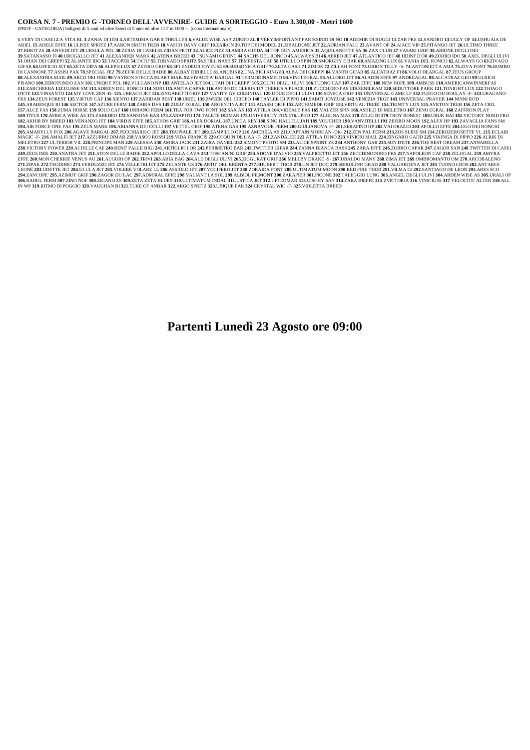**CORSA N. 7 - PREMIO G -TORNEO DELL'AVVENIRE- GUIDE A SORTEGGIO - Euro 3.300,00 - Metri 1600**

(PROF - CATEGORIA) Indigeni di 5 anni ed oltre Esteri di 5 anni ed oltre Ct F m.1600 - . (corsa internazionale).

**1**.VERY DI CASEI **2**.A VITA RL **3**.ZANIA DI JESI **4**.ARTEMISIA GAR **5**.THRILLER **6**.VALUE WISE AS **7**.ZURRO ZL **8**.VERYIMPORTANT PAR **9**.SIRIO DI NO **10**.ADEMIR DI RUGGI **11**.ZAR FKS **12**.SANDRO **13**.UGLY OP **14**.USHUAIA DE ARIEL **15**.ADELE EFFE **16**.ULISSE SPRITZ **17**.AARON SMITH TREB **18**.VASCO DANY GRIF **19**.ZAIRON **20**.TOP DEL MODEL **21**.ZIBALDONE JET **22**.ADRIAN FALU **23**.AVANT OP **24**.AIACE VIP **25**.PITANGO JET **26**.ULTIMO THREE **27**.RIBOT ZS **28**.ANVEDI JET **29**.URSULA PDL **30**.ZERIA DI CASEI **31**.ZIDAN PETIT **32**.ALICE PIZZ **33**.AMIRA GUIDA **34**.TOP GUN AMERICA **35**.AQUILANOTTE SA **36**.ZAX CLUB **37**.VASARI GRIF **38**.ARIONE DEGLI DEI **39**.SATANASSO FI **40**.UROGALLO JET **41**.ALEXANDER MARK **42**.ATENA BREED **43**.TSUNAMI GIFONT **44**.SACHS DEL RONCO **45**.ALWAYS BI **46**.AEREO JET **47**.ATLANTICO JET **48**.UDINI' D'OR **49**.ZORRO IDO **50**.AXEL DEGLI ULIVI **51**.OHAN DEI GREPPI **52**.ALIANTE IDO **53**.TACOPER **54**.TATU' **55**.TORNADO SPRITZ **56**.STILL NASH **57**.TEMPESTA CAF **58**.UTRILLO SPIN **59**.SMORGHY E BAR **60**.AMAZING LUX **61**.VANIA DEL RONCO **62**.ALWAYS GO **63**.ZIVAGO GIFAR **64**.UFFICIO JET **65**.ZETA DIPA **66**.ALEPH LUX **67**.ZEFIRO GRIF **68**.SPLENDEUR JOYEUSE **69**.SUBSONICA GRIF **70**.ZETA CASH **71**.ZIMOX **72**.ZILLAH FONT **73**.ORION TILLY -S- **74**.ANTONIETTA AMA **75**.ZIVA FONT **76**.ROMBO DI CANNONE **77**.ASSISI PAX **78**.SPECIAL FEZ **79**.ZEFIR DELLE BADIE **80**.ALBAY DIBIELLE **81**.ANUBIS **82**.UNA BIGI KING **83**.ALBA DEI GREPPI **84**.VANTO GIFAR **85**.ALCATRAZ FI **86**.VOLO DEARGAL **87**.ZEUS GROUP **88**.ALEXANDRA MAIL **89**.ARCO DEI FEBI **90**.VAYRON STECCA **91**.ART MAIL **92**.VIVACITA' BARGAL **93**.TERMODINAMICO **94**.VINCI EGRAL **95**.ALLORO JET **96**.ALADIN EFFE **97**.ANDREAGAL **98**.ALCATRAZ GEO **99**.ULRICH PISANO **100**.ZEROTONDO ZAN **101**.UNIQUE PDL **102**.VULCANO NP **103**.ANTELAO JET **104**.UTAH DEI GREPPI **105**.ZOLFO DEGLI ULIVI **106**.TUONO CAF **107**.ZAR EFFE **108**.NEW HOPE **109**.AMBUSS **110**.AMERICANWINNERFAS **111**.ZARCHEEBA **112**.ULISSE SM **113**.ADRIEN DEL RONCO **114**.NORI **115**.ANITA CAPAR **116**.ASTRO DE GLERIS **117**.THERE'S A PLACE **118**.ZUCCHERO FAS **119**.ZENILKAM **120**.SEDUTTORE PARK **121**.TONIGHT LUX **122**.THIAGO D'ETE **123**.VINSANTO **124**.MY LOVE ZEN -B- **125**.URRACO JET **126**.ZINGARETTI GRIF **127**.VANITY GV **128**.SINDAL **129**.UDUE DEGLI ULIVI **130**.SENECA GRIF **131**.UNIVERSAL GAME LF **132**.FUEGO DU BOULAY -F- **133**.URAGANO FKS **134**.ZEUS FOREST **135**.VIRTUS CAF **136**.SIENTO **137**.ZAHIDAN BEST **138**.URIEL **139**.ZWEEK DEL CIRCEO **140**.TAYLER DI PIPPO **141**.SABOT JOYEUSE **142**.VENEZIA TRGF **143**.UNIVERSAL PRAYER **144**.NINNI ROD **145**.ARABESQUE BI **146**.SECTOR **147**.AZURE FERM **148**.ZAIRA DVS **149**.ZULU' EGRAL **150**.ARGENTINA JET **151**.AGASSI GRIF **152**.ARCHIMEDE GRIF **153**.VIRTUAL TREBI' **154**.TRINITY LUX **155**.AYRTON TREB **156**.ZETA CRIL **157**.ALCE FAS **158**.ZUMA HORSE **159**.SOLO CAF **160**.URBANO FERM **161**.TEA FOR TWO FONT **162**.SAX AS **163**.ATTILA **164**.VIDEALE FAS **165**.VALZER SPIN **166**.ASHILD DI MELETRO **167**.ZENO EGRAL **168**.ZAFFRON PLAY **169**.TITUS **170**.AFRICA WISE AS **171**.ZABEDEO **172**.SANSONE BAR **173**.ZARAPITO **174**.TALETE DEIMAR **175**.UNIVERSITY FOX **176**.UPHO **177**.ALGUNA MAS **178**.ZELIG BI **179**.TROY BONEST **180**.URUK HAI **181**.VICTORY NORD FRO **182**.AKHIR BY BREED **183**.VENANZO JET **184**.VIRDIS EFFE **185**.ATHOS GRIF **186**.ALEX DORIAL **187**.UNICA KEY **188**.SING HALLELUIAH **189**.VOUCHER **190**.VANVITELLI **191**.ZEFIRO MOON **192**.ALEX HP **193**.ZAVAGLIA FANS SM **194**.AIR FORCE ONE FAS **195**.ZEUS MARK **196**.ARIANNA DEI COLLI **197**.VETTEL GRIF **198**.ATENA GAS **199**.AZNAVOUR FERM **200**.GIULIANOVA -F- **201**.SERAFINO HP **202**.VAI ORAZIO **203**.APOLLO EFFE **204**.UGO DEI RONCHI **205**.AMARYLLY FOX **206**.AGAVE BARGAL **207**.PECCHIAIOLO JET **208**.TRUPIALE JET **209**.ZAMPILLO OP **210**.AMERICA AS **211**.CAPTAIN MORGAN -DK- **212**.ZEN PAL FERM **213**.ZOS SLIDE SM **214**.ZEROZEROSETTE VL **215**.ECLAIR MAGIC -F- **216**.AMALFI JET **217**.AZZURRO DIMAR **218**.VASCO ROSSI **219**.VIDA FRANCIS **220**.COQUIN DE L'AA -F- **221**.ZANDALEE **222**.ATTILA DI NO **223**.VINICIO MAIL **224**.ZINGARO GADD **225**.VIKINGA DI PIPPO **226**.ALRIK DI MELETRO **227**.ULTERIOR VIL **228**.PRINCIPE MAN **229**.ALESSIA **230**.AMIRA JACK **231**.ZAIRA DANIEL **232**.SIMONT PHOTO SM **233**.ALICE SPRINT ZS **234**.ANTHONY GAR **235**.SUN D'ETE **236**.THE BEST DREAM **237**.ANNABELLA **238**.VICTORY POWER **239**.ACHILLE CAF **240**.RENE' PALLE BIGI **241**.ARTIGLIO LOR **242**.PERIMETRO BAR **243**.TWITTER GIFAR **244**.ZANNA BIANCA BASS **245**.ZARA EFFE **246**.ZORRO CAPAR **247**.ZAGOR SAN **248**.TWITTER DI CASEI **249**.ZEUS DEK **250**.ANATRA JET **251**.ATON DELLE BADIE **252**.APOLLO DELLA CAVA **253**.TOSCANINI GRIF **254**.ADONE D'ALVIO **255**.VALPICETTO JET **256**.ZECCHINODORO FKS **257**.NAPOLEON CAF **258**.ZELOGAL **259**.AMYRA EFFE **260**.MON CHERRIE VENUS AU **261**.AUGURI OP **262**.TRIVI **263**.ARIA BAG **264**.ALE DEGLI ULIVI **265**.ZIGGURAT GRIF **266**.MELLBY DRAKE -S- **267**.UBALDO MANY **268**.ZIMA JET **269**.OMBROMANTO OM **270**.ARCOBALENO **271**.ZIPAK **272**.TEODORO **273**.VERDUZZO JET **274**.VELLETRI JET **275**.ZELANTE US **276**.ARTU' DEL BRENTA **277**.SHUBERT THOR **278**.UN JET DOC **279**.SBIRULINO GRAD **280**.VALGARDENA JET **281**.TUONO CROS **282**.ANTARES LEONE **283**.UDETTE JET **284**.ULULA JET **285**.VOLERE VOLARE LL **286**.ASSIOLO JET **287**.VOCIFERO JET **288**.ZORAIDA FONT **289**.ULTIMATUM MOON **290**.RED FIRE THOR **291**.VILMA GI **292**.SANTIAGO DE LEON **293**.ARES SCO **294**.ZANCOPE' **295**.AZIMUT GRIF **296**.ZAGOR DU LAC **297**.ADMIRAL EFFE **298**.VALIANT LA SOL **299**.ALBIOL FILMONT **300**.ZARAPIER **301**.PICONE **302**.TALEGGIO LUNG **303**.ANGEL DEGLI ULIVI **304**.ARDEN WISE AS **305**.URALI OP **306**.RAHUL FERM **307**.ZINO NOF **308**.ZIGANO ZS **309**.ZETA ZETA BLUES **310**.ULTIMATUM INDAL **311**.USTICA JET **312**.UFTEDMAR **313**.UISCHY SAN **314**.ZARA BIEFFE **315**.ZVICTORIA **316**.VINICIUSS **317**.VELOCITE' ALTER **318**.ALL IN WP **319**.RITMO DI POGGIO **320**.VAUGHAN BI **321**.TUKE OF ANBAR **322**.ARGO SPRITZ **323**.UBIQUE PAR **324**.CRYSTAL WIC -F- **325**.VIOLETTA BREED

# Partenti Lunedì 23 Agosto ore 09:00